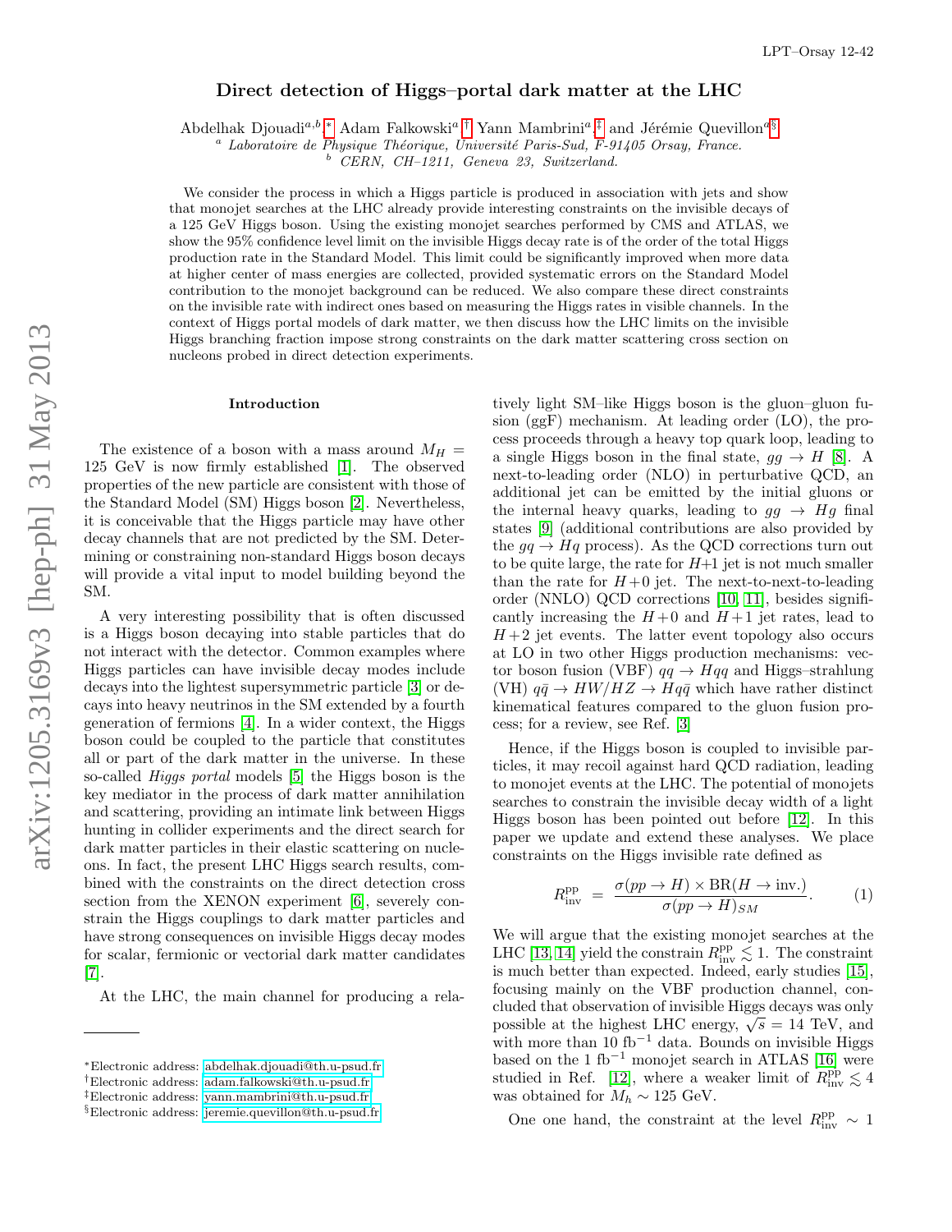# Direct detection of Higgs–portal dark matter at the LHC

Abdelhak Djouadi[a,b,*], Adam Falkowski[a,†], Yann Mambrini[a,‡] and Jérémie Quevillon[a,§]

[a] *Laboratoire de Physique Théorique, Université Paris-Sud, F-91405 Orsay, France.*
[b] *CERN, CH–1211, Geneva 23, Switzerland.*

We consider the process in which a Higgs particle is produced in association with jets and show that monojet searches at the LHC already provide interesting constraints on the invisible decays of a 125 GeV Higgs boson. Using the existing monojet searches performed by CMS and ATLAS, we show the 95% confidence level limit on the invisible Higgs decay rate is of the order of the total Higgs production rate in the Standard Model. This limit could be significantly improved when more data at higher center of mass energies are collected, provided systematic errors on the Standard Model contribution to the monojet background can be reduced. We also compare these direct constraints on the invisible rate with indirect ones based on measuring the Higgs rates in visible channels. In the context of Higgs portal models of dark matter, we then discuss how the LHC limits on the invisible Higgs branching fraction impose strong constraints on the dark matter scattering cross section on nucleons probed in direct detection experiments.

## Introduction

The existence of a boson with a mass around $M_H = 125$ GeV is now firmly established [1]. The observed properties of the new particle are consistent with those of the Standard Model (SM) Higgs boson [2]. Nevertheless, it is conceivable that the Higgs particle may have other decay channels that are not predicted by the SM. Determining or constraining non-standard Higgs boson decays will provide a vital input to model building beyond the SM.

A very interesting possibility that is often discussed is a Higgs boson decaying into stable particles that do not interact with the detector. Common examples where Higgs particles can have invisible decay modes include decays into the lightest supersymmetric particle [3] or decays into heavy neutrinos in the SM extended by a fourth generation of fermions [4]. In a wider context, the Higgs boson could be coupled to the particle that constitutes all or part of the dark matter in the universe. In these so-called *Higgs portal* models [5] the Higgs boson is the key mediator in the process of dark matter annihilation and scattering, providing an intimate link between Higgs hunting in collider experiments and the direct search for dark matter particles in their elastic scattering on nucleons. In fact, the present LHC Higgs search results, combined with the constraints on the direct detection cross section from the XENON experiment [6], severely constrain the Higgs couplings to dark matter particles and have strong consequences on invisible Higgs decay modes for scalar, fermionic or vectorial dark matter candidates [7].

At the LHC, the main channel for producing a relatively light SM–like Higgs boson is the gluon–gluon fusion (ggF) mechanism. At leading order (LO), the process proceeds through a heavy top quark loop, leading to a single Higgs boson in the final state, $gg \to H$ [8]. A next-to-leading order (NLO) in perturbative QCD, an additional jet can be emitted by the initial gluons or the internal heavy quarks, leading to $gg \to Hg$ final states [9] (additional contributions are also provided by the $gq \to Hq$ process). As the QCD corrections turn out to be quite large, the rate for $H$+1 jet is not much smaller than the rate for $H$+0 jet. The next-to-next-to-leading order (NNLO) QCD corrections [10, 11], besides significantly increasing the $H$+0 and $H$+1 jet rates, lead to $H$+2 jet events. The latter event topology also occurs at LO in two other Higgs production mechanisms: vector boson fusion (VBF) $qq \to Hqq$ and Higgs–strahlung (VH) $q\bar{q} \to HW/HZ \to Hq\bar{q}$ which have rather distinct kinematical features compared to the gluon fusion process; for a review, see Ref. [3]

Hence, if the Higgs boson is coupled to invisible particles, it may recoil against hard QCD radiation, leading to monojet events at the LHC. The potential of monojets searches to constrain the invisible decay width of a light Higgs boson has been pointed out before [12]. In this paper we update and extend these analyses. We place constraints on the Higgs invisible rate defined as

$$R_{\rm inv}^{\rm pp} \; = \; \frac{\sigma(pp \to H) \times {\rm BR}(H \to {\rm inv.})}{\sigma(pp \to H)_{SM}}. \qquad (1)$$

We will argue that the existing monojet searches at the LHC [13, 14] yield the constrain $R_{\rm inv}^{\rm pp} \lesssim 1$. The constraint is much better than expected. Indeed, early studies [15], focusing mainly on the VBF production channel, concluded that observation of invisible Higgs decays was only possible at the highest LHC energy, $\sqrt{s} = 14$ TeV, and with more than 10 fb$^{-1}$ data. Bounds on invisible Higgs based on the 1 fb$^{-1}$ monojet search in ATLAS [16] were studied in Ref. [12], where a weaker limit of $R_{\rm inv}^{\rm pp} \lesssim 4$ was obtained for $M_h \sim 125$ GeV.

One one hand, the constraint at the level $R_{\rm inv}^{\rm pp} \sim 1$

---

*Electronic address: abdelhak.djouadi@th.u-psud.fr
†Electronic address: adam.falkowski@th.u-psud.fr
‡Electronic address: yann.mambrini@th.u-psud.fr
§Electronic address: jeremie.quevillon@th.u-psud.fr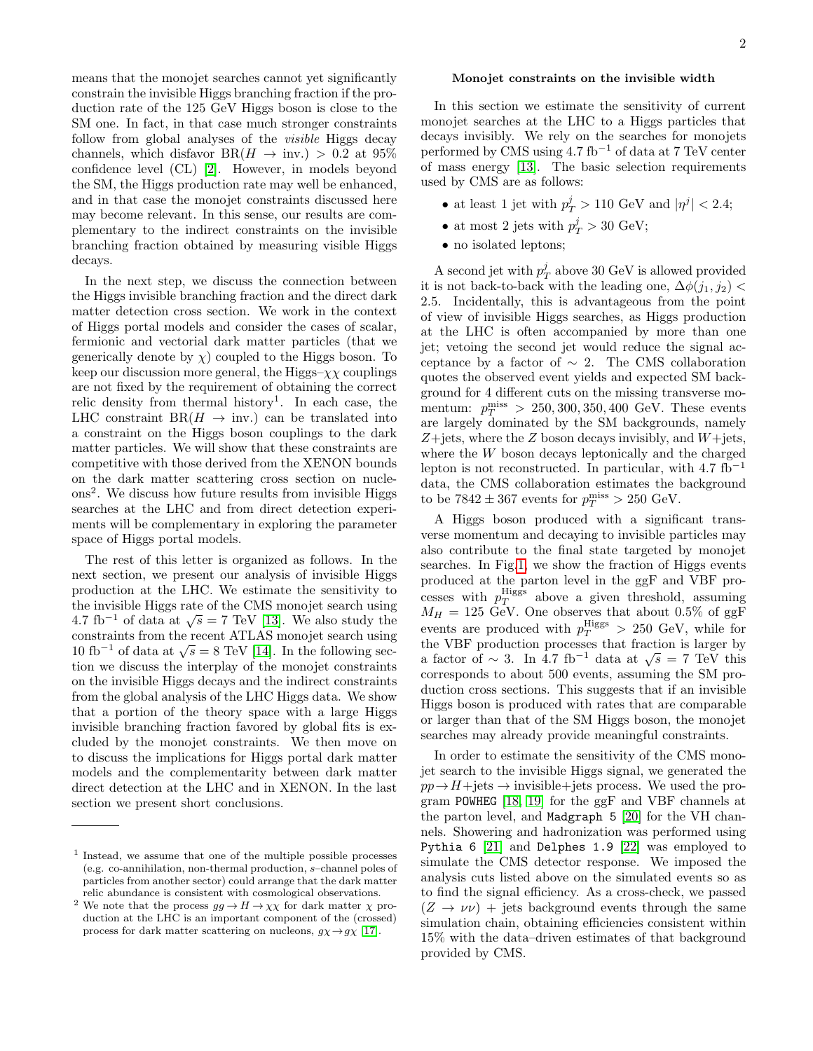means that the monojet searches cannot yet significantly constrain the invisible Higgs branching fraction if the production rate of the 125 GeV Higgs boson is close to the SM one. In fact, in that case much stronger constraints follow from global analyses of the *visible* Higgs decay channels, which disfavor $\mathrm{BR}(H \to \mathrm{inv.}) > 0.2$ at 95% confidence level (CL) [2]. However, in models beyond the SM, the Higgs production rate may well be enhanced, and in that case the monojet constraints discussed here may become relevant. In this sense, our results are complementary to the indirect constraints on the invisible branching fraction obtained by measuring visible Higgs decays.

In the next step, we discuss the connection between the Higgs invisible branching fraction and the direct dark matter detection cross section. We work in the context of Higgs portal models and consider the cases of scalar, fermionic and vectorial dark matter particles (that we generically denote by $\chi$) coupled to the Higgs boson. To keep our discussion more general, the Higgs–$\chi\chi$ couplings are not fixed by the requirement of obtaining the correct relic density from thermal history[1]. In each case, the LHC constraint $\mathrm{BR}(H \to \mathrm{inv.})$ can be translated into a constraint on the Higgs boson couplings to the dark matter particles. We will show that these constraints are competitive with those derived from the XENON bounds on the dark matter scattering cross section on nucleons[2]. We discuss how future results from invisible Higgs searches at the LHC and from direct detection experiments will be complementary in exploring the parameter space of Higgs portal models.

The rest of this letter is organized as follows. In the next section, we present our analysis of invisible Higgs production at the LHC. We estimate the sensitivity to the invisible Higgs rate of the CMS monojet search using 4.7 fb$^{-1}$ of data at $\sqrt{s} = 7$ TeV [13]. We also study the constraints from the recent ATLAS monojet search using 10 fb$^{-1}$ of data at $\sqrt{s} = 8$ TeV [14]. In the following section we discuss the interplay of the monojet constraints on the invisible Higgs decays and the indirect constraints from the global analysis of the LHC Higgs data. We show that a portion of the theory space with a large Higgs invisible branching fraction favored by global fits is excluded by the monojet constraints. We then move on to discuss the implications for Higgs portal dark matter models and the complementarity between dark matter direct detection at the LHC and in XENON. In the last section we present short conclusions.

[1] Instead, we assume that one of the multiple possible processes (e.g. co-annihilation, non-thermal production, $s$–channel poles of particles from another sector) could arrange that the dark matter relic abundance is consistent with cosmological observations.

[2] We note that the process $gg \to H \to \chi\chi$ for dark matter $\chi$ production at the LHC is an important component of the (crossed) process for dark matter scattering on nucleons, $g\chi \to g\chi$ [17].

### Monojet constraints on the invisible width

In this section we estimate the sensitivity of current monojet searches at the LHC to a Higgs particles that decays invisibly. We rely on the searches for monojets performed by CMS using 4.7 fb$^{-1}$ of data at 7 TeV center of mass energy [13]. The basic selection requirements used by CMS are as follows:

- at least 1 jet with $p_T^j > 110$ GeV and $|\eta^j| < 2.4$;
- at most 2 jets with $p_T^j > 30$ GeV;
- no isolated leptons;

A second jet with $p_T^j$ above 30 GeV is allowed provided it is not back-to-back with the leading one, $\Delta\phi(j_1, j_2) < 2.5$. Incidentally, this is advantageous from the point of view of invisible Higgs searches, as Higgs production at the LHC is often accompanied by more than one jet; vetoing the second jet would reduce the signal acceptance by a factor of $\sim 2$. The CMS collaboration quotes the observed event yields and expected SM background for 4 different cuts on the missing transverse momentum: $p_T^{\mathrm{miss}} > 250, 300, 350, 400$ GeV. These events are largely dominated by the SM backgrounds, namely $Z$+jets, where the $Z$ boson decays invisibly, and $W$+jets, where the $W$ boson decays leptonically and the charged lepton is not reconstructed. In particular, with 4.7 fb$^{-1}$ data, the CMS collaboration estimates the background to be $7842 \pm 367$ events for $p_T^{\mathrm{miss}} > 250$ GeV.

A Higgs boson produced with a significant transverse momentum and decaying to invisible particles may also contribute to the final state targeted by monojet searches. In Fig. 1, we show the fraction of Higgs events produced at the parton level in the ggF and VBF processes with $p_T^{\mathrm{Higgs}}$ above a given threshold, assuming $M_H = 125$ GeV. One observes that about 0.5% of ggF events are produced with $p_T^{\mathrm{Higgs}} > 250$ GeV, while for the VBF production processes that fraction is larger by a factor of $\sim 3$. In 4.7 fb$^{-1}$ data at $\sqrt{s} = 7$ TeV this corresponds to about 500 events, assuming the SM production cross sections. This suggests that if an invisible Higgs boson is produced with rates that are comparable or larger than that of the SM Higgs boson, the monojet searches may already provide meaningful constraints.

In order to estimate the sensitivity of the CMS monojet search to the invisible Higgs signal, we generated the $pp \to H$+jets $\to$ invisible+jets process. We used the program `POWHEG` [18, 19] for the ggF and VBF channels at the parton level, and `Madgraph 5` [20] for the VH channels. Showering and hadronization was performed using `Pythia 6` [21] and `Delphes 1.9` [22] was employed to simulate the CMS detector response. We imposed the analysis cuts listed above on the simulated events so as to find the signal efficiency. As a cross-check, we passed $(Z \to \nu\nu)$ + jets background events through the same simulation chain, obtaining efficiencies consistent within 15% with the data–driven estimates of that background provided by CMS.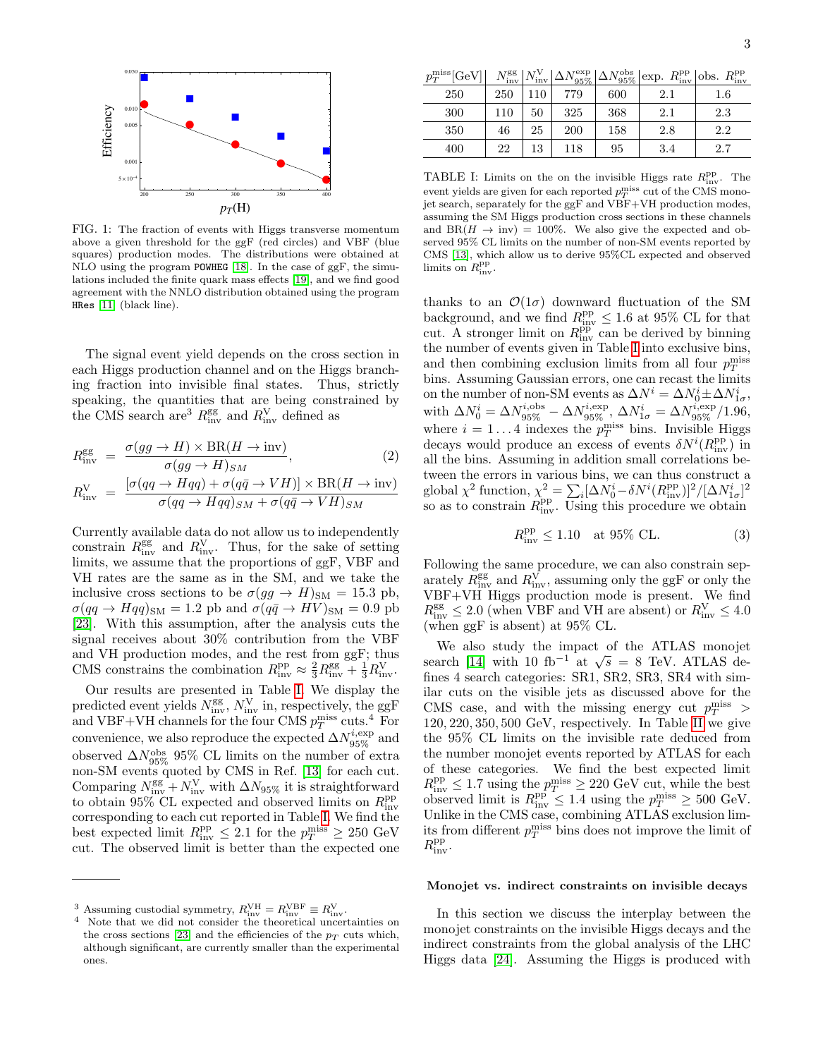FIG. 1: The fraction of events with Higgs transverse momentum above a given threshold for the ggF (red circles) and VBF (blue squares) production modes. The distributions were obtained at NLO using the program POWHEG [18]. In the case of ggF, the simulations included the finite quark mass effects [19], and we find good agreement with the NNLO distribution obtained using the program HRes [11] (black line).

The signal event yield depends on the cross section in each Higgs production channel and on the Higgs branching fraction into invisible final states. Thus, strictly speaking, the quantities that are being constrained by the CMS search are[3] $R^{\rm gg}_{\rm inv}$ and $R^{\rm V}_{\rm inv}$ defined as

$$R^{\rm gg}_{\rm inv} = \frac{\sigma(gg \to H) \times {\rm BR}(H \to {\rm inv})}{\sigma(gg \to H)_{SM}}, \tag{2}$$

$$R^{\rm V}_{\rm inv} = \frac{[\sigma(qq \to Hqq) + \sigma(q\bar{q} \to VH)] \times {\rm BR}(H \to {\rm inv})}{\sigma(qq \to Hqq)_{SM} + \sigma(q\bar{q} \to VH)_{SM}}$$

Currently available data do not allow us to independently constrain $R^{\rm gg}_{\rm inv}$ and $R^{\rm V}_{\rm inv}$. Thus, for the sake of setting limits, we assume that the proportions of ggF, VBF and VH rates are the same as in the SM, and we take the inclusive cross sections to be $\sigma(gg \to H)_{\rm SM} = 15.3$ pb, $\sigma(qq \to Hqq)_{\rm SM} = 1.2$ pb and $\sigma(q\bar{q} \to HV)_{\rm SM} = 0.9$ pb [23]. With this assumption, after the analysis cuts the signal receives about 30% contribution from the VBF and VH production modes, and the rest from ggF; thus CMS constrains the combination $R^{\rm pp}_{\rm inv} \approx \frac{2}{3} R^{\rm gg}_{\rm inv} + \frac{1}{3} R^{\rm V}_{\rm inv}$.

Our results are presented in Table I. We display the predicted event yields $N^{\rm gg}_{\rm inv}$, $N^{\rm V}_{\rm inv}$ in, respectively, the ggF and VBF+VH channels for the four CMS $p_T^{\rm miss}$ cuts.[4] For convenience, we also reproduce the expected $\Delta N^{i,{\rm exp}}_{95\%}$ and observed $\Delta N^{\rm obs}_{95\%}$ 95% CL limits on the number of extra non-SM events quoted by CMS in Ref. [13] for each cut. Comparing $N^{\rm gg}_{\rm inv} + N^{\rm V}_{\rm inv}$ with $\Delta N_{95\%}$ it is straightforward to obtain 95% CL expected and observed limits on $R^{\rm pp}_{\rm inv}$ corresponding to each cut reported in Table I. We find the best expected limit $R^{\rm pp}_{\rm inv} \leq 2.1$ for the $p_T^{\rm miss} \geq 250$ GeV cut. The observed limit is better than the expected one

| $p_T^{\rm miss}$[GeV] | $N^{\rm gg}_{\rm inv}$ | $N^{\rm V}_{\rm inv}$ | $\Delta N^{\rm exp}_{95\%}$ | $\Delta N^{\rm obs}_{95\%}$ | exp. $R^{\rm pp}_{\rm inv}$ | obs. $R^{\rm pp}_{\rm inv}$ |
|---|---|---|---|---|---|---|
| 250 | 250 | 110 | 779 | 600 | 2.1 | 1.6 |
| 300 | 110 | 50 | 325 | 368 | 2.1 | 2.3 |
| 350 | 46 | 25 | 200 | 158 | 2.8 | 2.2 |
| 400 | 22 | 13 | 118 | 95 | 3.4 | 2.7 |

TABLE I: Limits on the on the invisible Higgs rate $R^{\rm pp}_{\rm inv}$. The event yields are given for each reported $p_T^{\rm miss}$ cut of the CMS monojet search, separately for the ggF and VBF+VH production modes, assuming the SM Higgs production cross sections in these channels and ${\rm BR}(H \to {\rm inv}) = 100\%$. We also give the expected and observed 95% CL limits on the number of non-SM events reported by CMS [13], which allow us to derive 95%CL expected and observed limits on $R^{\rm pp}_{\rm inv}$.

thanks to an $\mathcal{O}(1\sigma)$ downward fluctuation of the SM background, and we find $R^{\rm pp}_{\rm inv} \leq 1.6$ at 95% CL for that cut. A stronger limit on $R^{\rm pp}_{\rm inv}$ can be derived by binning the number of events given in Table I into exclusive bins, and then combining exclusion limits from all four $p_T^{\rm miss}$ bins. Assuming Gaussian errors, one can recast the limits on the number of non-SM events as $\Delta N^i = \Delta N^i_0 \pm \Delta N^i_{1\sigma}$, with $\Delta N^i_0 = \Delta N^{i,{\rm obs}}_{95\%} - \Delta N^{i,{\rm exp}}_{95\%}$, $\Delta N^i_{1\sigma} = \Delta N^{i,{\rm exp}}_{95\%}/1.96$, where $i = 1 \dots 4$ indexes the $p_T^{\rm miss}$ bins. Invisible Higgs decays would produce an excess of events $\delta N^i(R^{\rm pp}_{\rm inv})$ in all the bins. Assuming in addition small correlations between the errors in various bins, we can thus construct a global $\chi^2$ function, $\chi^2 = \sum_i [\Delta N^i_0 - \delta N^i(R^{\rm pp}_{\rm inv})]^2/[\Delta N^i_{1\sigma}]^2$ so as to constrain $R^{\rm pp}_{\rm inv}$. Using this procedure we obtain

$$R^{\rm pp}_{\rm inv} \leq 1.10 \quad \text{at 95\% CL.} \tag{3}$$

Following the same procedure, we can also constrain separately $R^{\rm gg}_{\rm inv}$ and $R^{\rm V}_{\rm inv}$, assuming only the ggF or only the VBF+VH Higgs production mode is present. We find $R^{\rm gg}_{\rm inv} \leq 2.0$ (when VBF and VH are absent) or $R^{\rm V}_{\rm inv} \leq 4.0$ (when ggF is absent) at 95% CL.

We also study the impact of the ATLAS monojet search [14] with 10 fb$^{-1}$ at $\sqrt{s} = 8$ TeV. ATLAS defines 4 search categories: SR1, SR2, SR3, SR4 with similar cuts on the visible jets as discussed above for the CMS case, and with the missing energy cut $p_T^{\rm miss} > 120, 220, 350, 500$ GeV, respectively. In Table II we give the 95% CL limits on the invisible rate deduced from the number monojet events reported by ATLAS for each of these categories. We find the best expected limit $R^{\rm pp}_{\rm inv} \leq 1.7$ using the $p_T^{\rm miss} \geq 220$ GeV cut, while the best observed limit is $R^{\rm pp}_{\rm inv} \leq 1.4$ using the $p_T^{\rm miss} \geq 500$ GeV. Unlike in the CMS case, combining ATLAS exclusion limits from different $p_T^{\rm miss}$ bins does not improve the limit of $R^{\rm pp}_{\rm inv}$.

### Monojet vs. indirect constraints on invisible decays

In this section we discuss the interplay between the monojet constraints on the invisible Higgs decays and the indirect constraints from the global analysis of the LHC Higgs data [24]. Assuming the Higgs is produced with

[3] Assuming custodial symmetry, $R^{\rm VH}_{\rm inv} = R^{\rm VBF}_{\rm inv} \equiv R^{\rm V}_{\rm inv}$.

[4] Note that we did not consider the theoretical uncertainties on the cross sections [23] and the efficiencies of the $p_T$ cuts which, although significant, are currently smaller than the experimental ones.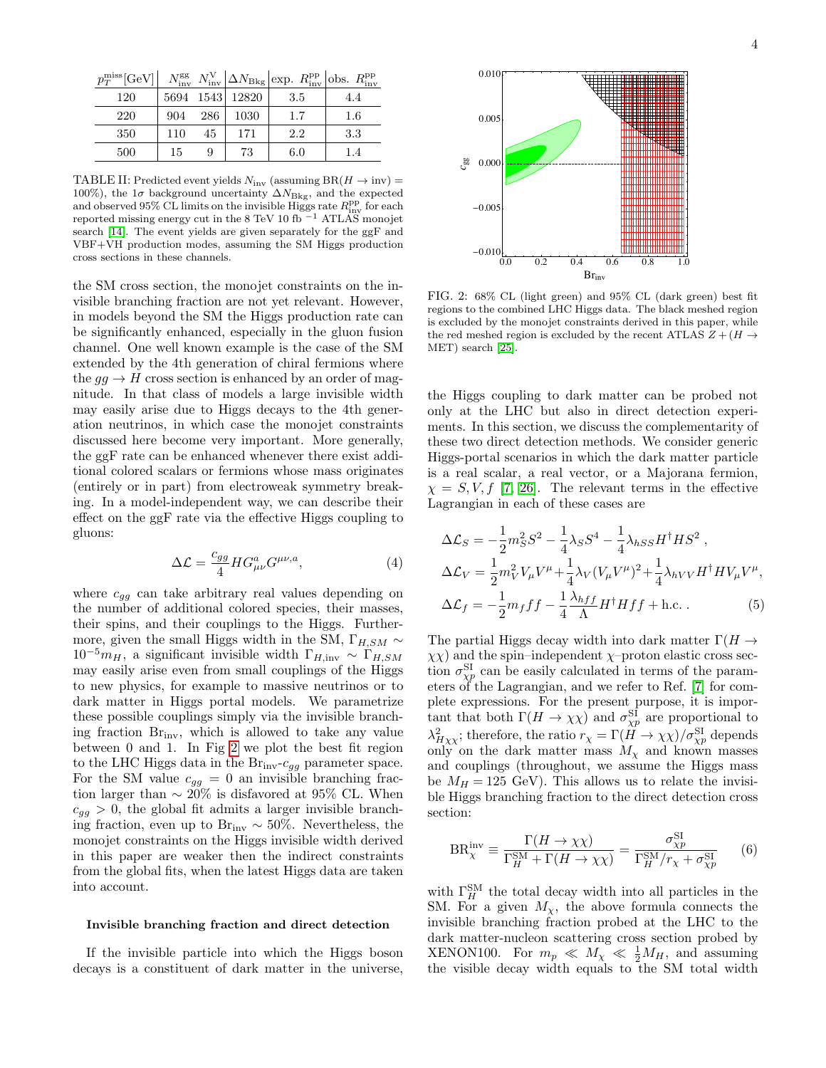| $p_T^{\rm miss}$[GeV] | $N_{\rm inv}^{\rm gg}$ | $N_{\rm inv}^{\rm V}$ | $\Delta N_{\rm Bkg}$ | exp. $R_{\rm inv}^{\rm pp}$ | obs. $R_{\rm inv}^{\rm pp}$ |
|---|---|---|---|---|---|
| 120 | 5694 | 1543 | 12820 | 3.5 | 4.4 |
| 220 | 904 | 286 | 1030 | 1.7 | 1.6 |
| 350 | 110 | 45 | 171 | 2.2 | 3.3 |
| 500 | 15 | 9 | 73 | 6.0 | 1.4 |

TABLE II: Predicted event yields $N_{\rm inv}$ (assuming ${\rm BR}(H \to {\rm inv}) = 100\%$), the $1\sigma$ background uncertainty $\Delta N_{\rm Bkg}$, and the expected and observed 95% CL limits on the invisible Higgs rate $R_{\rm inv}^{\rm pp}$ for each reported missing energy cut in the 8 TeV 10 fb $^{-1}$ ATLAS monojet search [14]. The event yields are given separately for the ggF and VBF+VH production modes, assuming the SM Higgs production cross sections in these channels.

FIG. 2: 68% CL (light green) and 95% CL (dark green) best fit regions to the combined LHC Higgs data. The black meshed region is excluded by the monojet constraints derived in this paper, while the red meshed region is excluded by the recent ATLAS $Z + (H \to$ MET) search [25].

the SM cross section, the monojet constraints on the invisible branching fraction are not yet relevant. However, in models beyond the SM the Higgs production rate can be significantly enhanced, especially in the gluon fusion channel. One well known example is the case of the SM extended by the 4th generation of chiral fermions where the $gg \to H$ cross section is enhanced by an order of magnitude. In that class of models a large invisible width may easily arise due to Higgs decays to the 4th generation neutrinos, in which case the monojet constraints discussed here become very important. More generally, the ggF rate can be enhanced whenever there exist additional colored scalars or fermions whose mass originates (entirely or in part) from electroweak symmetry breaking. In a model-independent way, we can describe their effect on the ggF rate via the effective Higgs coupling to gluons:

$$\Delta\mathcal{L} = \frac{c_{gg}}{4} H G^a_{\mu\nu} G^{\mu\nu,a}, \tag{4}$$

where $c_{gg}$ can take arbitrary real values depending on the number of additional colored species, their masses, their spins, and their couplings to the Higgs. Furthermore, given the small Higgs width in the SM, $\Gamma_{H,SM} \sim 10^{-5} m_H$, a significant invisible width $\Gamma_{H,\rm inv} \sim \Gamma_{H,SM}$ may easily arise even from small couplings of the Higgs to new physics, for example to massive neutrinos or to dark matter in Higgs portal models. We parametrize these possible couplings simply via the invisible branching fraction ${\rm Br}_{\rm inv}$, which is allowed to take any value between 0 and 1. In Fig 2 we plot the best fit region to the LHC Higgs data in the ${\rm Br}_{\rm inv}$-$c_{gg}$ parameter space. For the SM value $c_{gg} = 0$ an invisible branching fraction larger than $\sim 20\%$ is disfavored at 95% CL. When $c_{gg} > 0$, the global fit admits a larger invisible branching fraction, even up to ${\rm Br}_{\rm inv} \sim 50\%$. Nevertheless, the monojet constraints on the Higgs invisible width derived in this paper are weaker then the indirect constraints from the global fits, when the latest Higgs data are taken into account.

**Invisible branching fraction and direct detection**

If the invisible particle into which the Higgs boson decays is a constituent of dark matter in the universe, the Higgs coupling to dark matter can be probed not only at the LHC but also in direct detection experiments. In this section, we discuss the complementarity of these two direct detection methods. We consider generic Higgs-portal scenarios in which the dark matter particle is a real scalar, a real vector, or a Majorana fermion, $\chi = S, V, f$ [7, 26]. The relevant terms in the effective Lagrangian in each of these cases are

$$\begin{aligned}
\Delta\mathcal{L}_S &= -\frac{1}{2} m_S^2 S^2 - \frac{1}{4}\lambda_S S^4 - \frac{1}{4}\lambda_{hSS} H^\dagger H S^2 \, , \\
\Delta\mathcal{L}_V &= \frac{1}{2} m_V^2 V_\mu V^\mu + \frac{1}{4}\lambda_V (V_\mu V^\mu)^2 + \frac{1}{4}\lambda_{hVV} H^\dagger H V_\mu V^\mu, \\
\Delta\mathcal{L}_f &= -\frac{1}{2} m_f f f - \frac{1}{4}\frac{\lambda_{hff}}{\Lambda} H^\dagger H f f + {\rm h.c.} \, .
\end{aligned} \tag{5}$$

The partial Higgs decay width into dark matter $\Gamma(H \to \chi\chi)$ and the spin–independent $\chi$–proton elastic cross section $\sigma^{\rm SI}_{\chi p}$ can be easily calculated in terms of the parameters of the Lagrangian, and we refer to Ref. [7] for complete expressions. For the present purpose, it is important that both $\Gamma(H \to \chi\chi)$ and $\sigma^{\rm SI}_{\chi p}$ are proportional to $\lambda^2_{H\chi\chi}$; therefore, the ratio $r_\chi = \Gamma(H \to \chi\chi)/\sigma^{\rm SI}_{\chi p}$ depends only on the dark matter mass $M_\chi$ and known masses and couplings (throughout, we assume the Higgs mass be $M_H = 125$ GeV). This allows us to relate the invisible Higgs branching fraction to the direct detection cross section:

$${\rm BR}^{\rm inv}_\chi \equiv \frac{\Gamma(H \to \chi\chi)}{\Gamma_H^{\rm SM} + \Gamma(H \to \chi\chi)} = \frac{\sigma^{\rm SI}_{\chi p}}{\Gamma_H^{\rm SM}/r_\chi + \sigma^{\rm SI}_{\chi p}} \tag{6}$$

with $\Gamma_H^{\rm SM}$ the total decay width into all particles in the SM. For a given $M_\chi$, the above formula connects the invisible branching fraction probed at the LHC to the dark matter-nucleon scattering cross section probed by XENON100. For $m_p \ll M_\chi \ll \frac{1}{2} M_H$, and assuming the visible decay width equals to the SM total width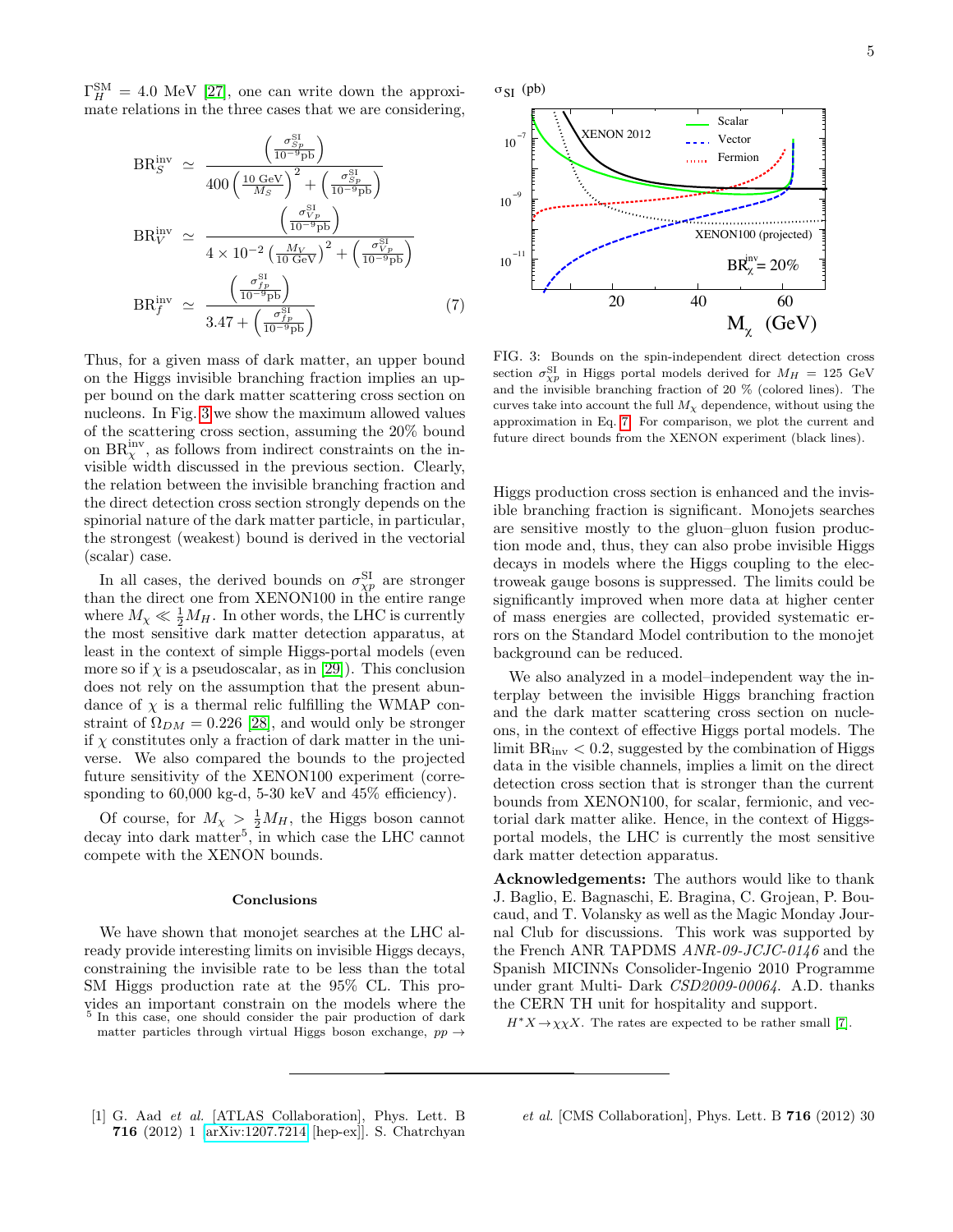$\Gamma_H^{\rm SM} = 4.0$ MeV [27], one can write down the approximate relations in the three cases that we are considering,

$$
\begin{aligned}
{\rm BR}_S^{\rm inv} &\simeq \frac{\left(\frac{\sigma_{Sp}^{\rm SI}}{10^{-9}{\rm pb}}\right)}{400\left(\frac{10\ {\rm GeV}}{M_S}\right)^2 + \left(\frac{\sigma_{Sp}^{\rm SI}}{10^{-9}{\rm pb}}\right)} \\
{\rm BR}_V^{\rm inv} &\simeq \frac{\left(\frac{\sigma_{Vp}^{\rm SI}}{10^{-9}{\rm pb}}\right)}{4\times 10^{-2}\left(\frac{M_V}{10\ {\rm GeV}}\right)^2 + \left(\frac{\sigma_{Vp}^{\rm SI}}{10^{-9}{\rm pb}}\right)} \\
{\rm BR}_f^{\rm inv} &\simeq \frac{\left(\frac{\sigma_{fp}^{\rm SI}}{10^{-9}{\rm pb}}\right)}{3.47 + \left(\frac{\sigma_{fp}^{\rm SI}}{10^{-9}{\rm pb}}\right)}
\end{aligned}
\tag{7}
$$

Thus, for a given mass of dark matter, an upper bound on the Higgs invisible branching fraction implies an upper bound on the dark matter scattering cross section on nucleons. In Fig. 3 we show the maximum allowed values of the scattering cross section, assuming the 20% bound on ${\rm BR}_\chi^{\rm inv}$, as follows from indirect constraints on the invisible width discussed in the previous section. Clearly, the relation between the invisible branching fraction and the direct detection cross section strongly depends on the spinorial nature of the dark matter particle, in particular, the strongest (weakest) bound is derived in the vectorial (scalar) case.

In all cases, the derived bounds on $\sigma_{\chi p}^{\rm SI}$ are stronger than the direct one from XENON100 in the entire range where $M_\chi \ll \frac{1}{2}M_H$. In other words, the LHC is currently the most sensitive dark matter detection apparatus, at least in the context of simple Higgs-portal models (even more so if $\chi$ is a pseudoscalar, as in [29]). This conclusion does not rely on the assumption that the present abundance of $\chi$ is a thermal relic fulfilling the WMAP constraint of $\Omega_{DM} = 0.226$ [28], and would only be stronger if $\chi$ constitutes only a fraction of dark matter in the universe. We also compared the bounds to the projected future sensitivity of the XENON100 experiment (corresponding to 60,000 kg-d, 5-30 keV and 45% efficiency).

Of course, for $M_\chi > \frac{1}{2}M_H$, the Higgs boson cannot decay into dark matter[5], in which case the LHC cannot compete with the XENON bounds.

FIG. 3: Bounds on the spin-independent direct detection cross section $\sigma_{\chi p}^{\rm SI}$ in Higgs portal models derived for $M_H = 125$ GeV and the invisible branching fraction of 20 % (colored lines). The curves take into account the full $M_\chi$ dependence, without using the approximation in Eq. 7. For comparison, we plot the current and future direct bounds from the XENON experiment (black lines).

## Conclusions

We have shown that monojet searches at the LHC already provide interesting limits on invisible Higgs decays, constraining the invisible rate to be less than the total SM Higgs production rate at the 95% CL. This provides an important constrain on the models where the Higgs production cross section is enhanced and the invisible branching fraction is significant. Monojets searches are sensitive mostly to the gluon–gluon fusion production mode and, thus, they can also probe invisible Higgs decays in models where the Higgs coupling to the electroweak gauge bosons is suppressed. The limits could be significantly improved when more data at higher center of mass energies are collected, provided systematic errors on the Standard Model contribution to the monojet background can be reduced.

We also analyzed in a model–independent way the interplay between the invisible Higgs branching fraction and the dark matter scattering cross section on nucleons, in the context of effective Higgs portal models. The limit ${\rm BR}_{\rm inv} < 0.2$, suggested by the combination of Higgs data in the visible channels, implies a limit on the direct detection cross section that is stronger than the current bounds from XENON100, for scalar, fermionic, and vectorial dark matter alike. Hence, in the context of Higgs-portal models, the LHC is currently the most sensitive dark matter detection apparatus.

**Acknowledgements:** The authors would like to thank J. Baglio, E. Bagnaschi, E. Bragina, C. Grojean, P. Boucaud, and T. Volansky as well as the Magic Monday Journal Club for discussions. This work was supported by the French ANR TAPDMS *ANR-09-JCJC-0146* and the Spanish MICINNs Consolider-Ingenio 2010 Programme under grant Multi- Dark *CSD2009-00064*. A.D. thanks the CERN TH unit for hospitality and support.

[5] In this case, one should consider the pair production of dark matter particles through virtual Higgs boson exchange, $pp \to H^* X \to \chi\chi X$. The rates are expected to be rather small [7].

---

[1] G. Aad *et al.* [ATLAS Collaboration], Phys. Lett. B **716** (2012) 1 [arXiv:1207.7214 [hep-ex]]. S. Chatrchyan *et al.* [CMS Collaboration], Phys. Lett. B **716** (2012) 30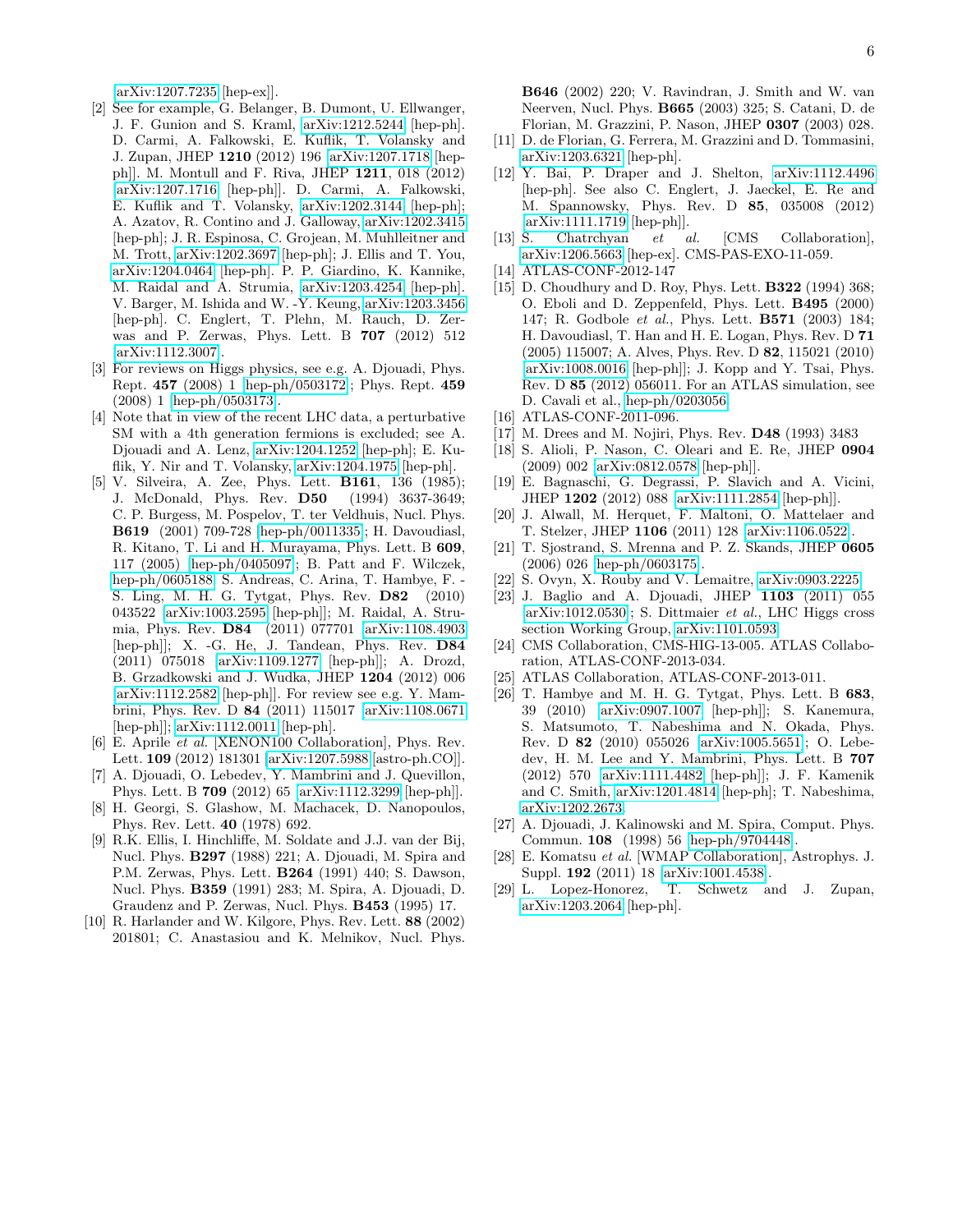[arXiv:1207.7235 [hep-ex]].

[2] See for example, G. Belanger, B. Dumont, U. Ellwanger, J. F. Gunion and S. Kraml, arXiv:1212.5244 [hep-ph]. D. Carmi, A. Falkowski, E. Kuflik, T. Volansky and J. Zupan, JHEP **1210** (2012) 196 [arXiv:1207.1718 [hep-ph]]. M. Montull and F. Riva, JHEP **1211**, 018 (2012) [arXiv:1207.1716 [hep-ph]]. D. Carmi, A. Falkowski, E. Kuflik and T. Volansky, arXiv:1202.3144 [hep-ph]; A. Azatov, R. Contino and J. Galloway, arXiv:1202.3415 [hep-ph]; J. R. Espinosa, C. Grojean, M. Muhlleitner and M. Trott, arXiv:1202.3697 [hep-ph]; J. Ellis and T. You, arXiv:1204.0464 [hep-ph]. P. P. Giardino, K. Kannike, M. Raidal and A. Strumia, arXiv:1203.4254 [hep-ph]. V. Barger, M. Ishida and W. -Y. Keung, arXiv:1203.3456 [hep-ph]. C. Englert, T. Plehn, M. Rauch, D. Zerwas and P. Zerwas, Phys. Lett. B **707** (2012) 512 [arXiv:1112.3007].

[3] For reviews on Higgs physics, see e.g. A. Djouadi, Phys. Rept. **457** (2008) 1 [hep-ph/0503172]; Phys. Rept. **459** (2008) 1 [hep-ph/0503173].

[4] Note that in view of the recent LHC data, a perturbative SM with a 4th generation fermions is excluded; see A. Djouadi and A. Lenz, arXiv:1204.1252 [hep-ph]; E. Kuflik, Y. Nir and T. Volansky, arXiv:1204.1975 [hep-ph].

[5] V. Silveira, A. Zee, Phys. Lett. **B161**, 136 (1985); J. McDonald, Phys. Rev. **D50** (1994) 3637-3649; C. P. Burgess, M. Pospelov, T. ter Veldhuis, Nucl. Phys. **B619** (2001) 709-728 [hep-ph/0011335]; H. Davoudiasl, R. Kitano, T. Li and H. Murayama, Phys. Lett. B **609**, 117 (2005) [hep-ph/0405097]; B. Patt and F. Wilczek, hep-ph/0605188; S. Andreas, C. Arina, T. Hambye, F. -S. Ling, M. H. G. Tytgat, Phys. Rev. **D82** (2010) 043522 [arXiv:1003.2595 [hep-ph]]; M. Raidal, A. Strumia, Phys. Rev. **D84** (2011) 077701 [arXiv:1108.4903 [hep-ph]]; X. -G. He, J. Tandean, Phys. Rev. **D84** (2011) 075018 [arXiv:1109.1277 [hep-ph]]; A. Drozd, B. Grzadkowski and J. Wudka, JHEP **1204** (2012) 006 [arXiv:1112.2582 [hep-ph]]. For review see e.g. Y. Mambrini, Phys. Rev. D **84** (2011) 115017 [arXiv:1108.0671 [hep-ph]]; arXiv:1112.0011 [hep-ph].

[6] E. Aprile *et al.* [XENON100 Collaboration], Phys. Rev. Lett. **109** (2012) 181301 [arXiv:1207.5988 [astro-ph.CO]].

[7] A. Djouadi, O. Lebedev, Y. Mambrini and J. Quevillon, Phys. Lett. B **709** (2012) 65 [arXiv:1112.3299 [hep-ph]].

[8] H. Georgi, S. Glashow, M. Machacek, D. Nanopoulos, Phys. Rev. Lett. **40** (1978) 692.

[9] R.K. Ellis, I. Hinchliffe, M. Soldate and J.J. van der Bij, Nucl. Phys. **B297** (1988) 221; A. Djouadi, M. Spira and P.M. Zerwas, Phys. Lett. **B264** (1991) 440; S. Dawson, Nucl. Phys. **B359** (1991) 283; M. Spira, A. Djouadi, D. Graudenz and P. Zerwas, Nucl. Phys. **B453** (1995) 17.

[10] R. Harlander and W. Kilgore, Phys. Rev. Lett. **88** (2002) 201801; C. Anastasiou and K. Melnikov, Nucl. Phys. **B646** (2002) 220; V. Ravindran, J. Smith and W. van Neerven, Nucl. Phys. **B665** (2003) 325; S. Catani, D. de Florian, M. Grazzini, P. Nason, JHEP **0307** (2003) 028.

[11] D. de Florian, G. Ferrera, M. Grazzini and D. Tommasini, arXiv:1203.6321 [hep-ph].

[12] Y. Bai, P. Draper and J. Shelton, arXiv:1112.4496 [hep-ph]. See also C. Englert, J. Jaeckel, E. Re and M. Spannowsky, Phys. Rev. D **85**, 035008 (2012) [arXiv:1111.1719 [hep-ph]].

[13] S. Chatrchyan *et al.* [CMS Collaboration], arXiv:1206.5663 [hep-ex]. CMS-PAS-EXO-11-059.

[14] ATLAS-CONF-2012-147

[15] D. Choudhury and D. Roy, Phys. Lett. **B322** (1994) 368; O. Eboli and D. Zeppenfeld, Phys. Lett. **B495** (2000) 147; R. Godbole *et al.*, Phys. Lett. **B571** (2003) 184; H. Davoudiasl, T. Han and H. E. Logan, Phys. Rev. D **71** (2005) 115007; A. Alves, Phys. Rev. D **82**, 115021 (2010) [arXiv:1008.0016 [hep-ph]]; J. Kopp and Y. Tsai, Phys. Rev. D **85** (2012) 056011. For an ATLAS simulation, see D. Cavali et al., hep-ph/0203056.

[16] ATLAS-CONF-2011-096.

[17] M. Drees and M. Nojiri, Phys. Rev. **D48** (1993) 3483

[18] S. Alioli, P. Nason, C. Oleari and E. Re, JHEP **0904** (2009) 002 [arXiv:0812.0578 [hep-ph]].

[19] E. Bagnaschi, G. Degrassi, P. Slavich and A. Vicini, JHEP **1202** (2012) 088 [arXiv:1111.2854 [hep-ph]].

[20] J. Alwall, M. Herquet, F. Maltoni, O. Mattelaer and T. Stelzer, JHEP **1106** (2011) 128 [arXiv:1106.0522].

[21] T. Sjostrand, S. Mrenna and P. Z. Skands, JHEP **0605** (2006) 026 [hep-ph/0603175].

[22] S. Ovyn, X. Rouby and V. Lemaitre, arXiv:0903.2225

[23] J. Baglio and A. Djouadi, JHEP **1103** (2011) 055 [arXiv:1012.0530]; S. Dittmaier *et al.*, LHC Higgs cross section Working Group, arXiv:1101.0593.

[24] CMS Collaboration, CMS-HIG-13-005. ATLAS Collaboration, ATLAS-CONF-2013-034.

[25] ATLAS Collaboration, ATLAS-CONF-2013-011.

[26] T. Hambye and M. H. G. Tytgat, Phys. Lett. B **683**, 39 (2010) [arXiv:0907.1007 [hep-ph]]; S. Kanemura, S. Matsumoto, T. Nabeshima and N. Okada, Phys. Rev. D **82** (2010) 055026 [arXiv:1005.5651]; O. Lebedev, H. M. Lee and Y. Mambrini, Phys. Lett. B **707** (2012) 570 [arXiv:1111.4482 [hep-ph]]; J. F. Kamenik and C. Smith, arXiv:1201.4814 [hep-ph]; T. Nabeshima, arXiv:1202.2673.

[27] A. Djouadi, J. Kalinowski and M. Spira, Comput. Phys. Commun. **108** (1998) 56 [hep-ph/9704448].

[28] E. Komatsu *et al.* [WMAP Collaboration], Astrophys. J. Suppl. **192** (2011) 18 [arXiv:1001.4538].

[29] L. Lopez-Honorez, T. Schwetz and J. Zupan, arXiv:1203.2064 [hep-ph].